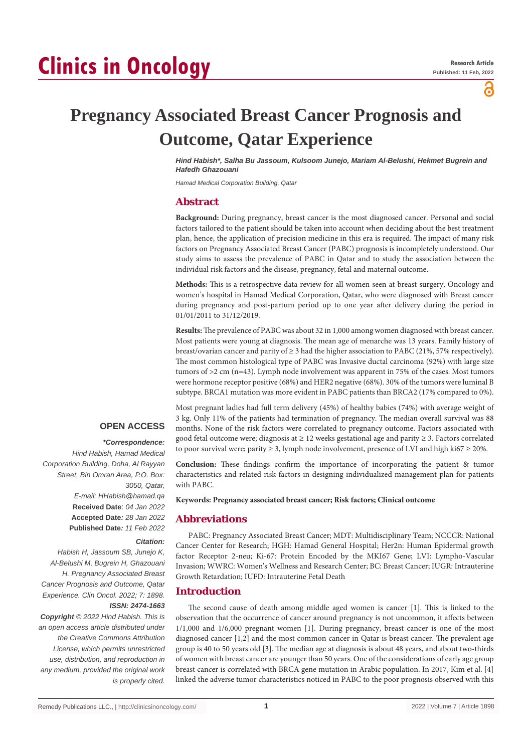# Pregnancy Associated Breast Cancer Prognosis and Outcome, Qatar Experience

***Hind Habish\*, Salha Bu Jassoum, Kulsoom Junejo, Mariam Al-Belushi, Hekmet Bugrein and Hafedh Ghazouani***

*Hamad Medical Corporation Building, Qatar*

## Abstract

**Background:** During pregnancy, breast cancer is the most diagnosed cancer. Personal and social factors tailored to the patient should be taken into account when deciding about the best treatment plan, hence, the application of precision medicine in this era is required. The impact of many risk factors on Pregnancy Associated Breast Cancer (PABC) prognosis is incompletely understood. Our study aims to assess the prevalence of PABC in Qatar and to study the association between the individual risk factors and the disease, pregnancy, fetal and maternal outcome.

**Methods:** This is a retrospective data review for all women seen at breast surgery, Oncology and women's hospital in Hamad Medical Corporation, Qatar, who were diagnosed with Breast cancer during pregnancy and post-partum period up to one year after delivery during the period in 01/01/2011 to 31/12/2019.

**Results:** The prevalence of PABC was about 32 in 1,000 among women diagnosed with breast cancer. Most patients were young at diagnosis. The mean age of menarche was 13 years. Family history of breast/ovarian cancer and parity of ≥ 3 had the higher association to PABC (21%, 57% respectively). The most common histological type of PABC was Invasive ductal carcinoma (92%) with large size tumors of >2 cm (n=43). Lymph node involvement was apparent in 75% of the cases. Most tumors were hormone receptor positive (68%) and HER2 negative (68%). 30% of the tumors were luminal B subtype. BRCA1 mutation was more evident in PABC patients than BRCA2 (17% compared to 0%).

Most pregnant ladies had full term delivery (45%) of healthy babies (74%) with average weight of 3 kg. Only 11% of the patients had termination of pregnancy. The median overall survival was 88 months. None of the risk factors were correlated to pregnancy outcome. Factors associated with good fetal outcome were; diagnosis at ≥ 12 weeks gestational age and parity ≥ 3. Factors correlated to poor survival were; parity ≥ 3, lymph node involvement, presence of LVI and high ki67 ≥ 20%.

**Conclusion:** These findings confirm the importance of incorporating the patient & tumor characteristics and related risk factors in designing individualized management plan for patients with PABC.

**Keywords: Pregnancy associated breast cancer; Risk factors; Clinical outcome**

**OPEN ACCESS**

***\*Correspondence:***

*Hind Habish, Hamad Medical Corporation Building, Doha, Al Rayyan Street, Bin Omran Area, P.O. Box: 3050, Qatar,*
*E-mail: HHabish@hamad.qa*

**Received Date**: *04 Jan 2022*
**Accepted Date***: 28 Jan 2022*
**Published Date***: 11 Feb 2022*

***Citation:***

*Habish H, Jassoum SB, Junejo K, Al-Belushi M, Bugrein H, Ghazouani H. Pregnancy Associated Breast Cancer Prognosis and Outcome, Qatar Experience. Clin Oncol. 2022; 7: 1898.*

***ISSN: 2474-1663***

***Copyright** © 2022 Hind Habish. This is an open access article distributed under the Creative Commons Attribution License, which permits unrestricted use, distribution, and reproduction in any medium, provided the original work is properly cited.*

## Abbreviations

PABC: Pregnancy Associated Breast Cancer; MDT: Multidisciplinary Team; NCCCR: National Cancer Center for Research; HGH: Hamad General Hospital; Her2n: Human Epidermal growth factor Receptor 2-neu; Ki-67: Protein Encoded by the MKI67 Gene; LVI: Lympho-Vascular Invasion; WWRC: Women's Wellness and Research Center; BC: Breast Cancer; IUGR: Intrauterine Growth Retardation; IUFD: Intrauterine Fetal Death

## Introduction

The second cause of death among middle aged women is cancer [1]. This is linked to the observation that the occurrence of cancer around pregnancy is not uncommon, it affects between 1/1,000 and 1/6,000 pregnant women [1]. During pregnancy, breast cancer is one of the most diagnosed cancer [1,2] and the most common cancer in Qatar is breast cancer. The prevalent age group is 40 to 50 years old [3]. The median age at diagnosis is about 48 years, and about two-thirds of women with breast cancer are younger than 50 years. One of the considerations of early age group breast cancer is correlated with BRCA gene mutation in Arabic population. In 2017, Kim et al. [4] linked the adverse tumor characteristics noticed in PABC to the poor prognosis observed with this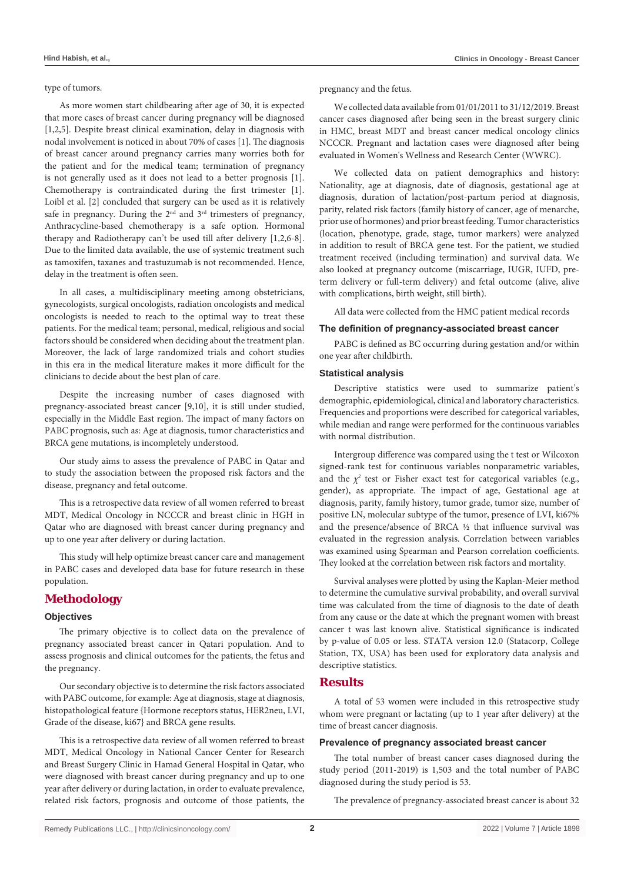type of tumors.

As more women start childbearing after age of 30, it is expected that more cases of breast cancer during pregnancy will be diagnosed [1,2,5]. Despite breast clinical examination, delay in diagnosis with nodal involvement is noticed in about 70% of cases [1]. The diagnosis of breast cancer around pregnancy carries many worries both for the patient and for the medical team; termination of pregnancy is not generally used as it does not lead to a better prognosis [1]. Chemotherapy is contraindicated during the first trimester [1]. Loibl et al. [2] concluded that surgery can be used as it is relatively safe in pregnancy. During the 2nd and 3rd trimesters of pregnancy, Anthracycline-based chemotherapy is a safe option. Hormonal therapy and Radiotherapy can't be used till after delivery [1,2,6-8]. Due to the limited data available, the use of systemic treatment such as tamoxifen, taxanes and trastuzumab is not recommended. Hence, delay in the treatment is often seen.

In all cases, a multidisciplinary meeting among obstetricians, gynecologists, surgical oncologists, radiation oncologists and medical oncologists is needed to reach to the optimal way to treat these patients. For the medical team; personal, medical, religious and social factors should be considered when deciding about the treatment plan. Moreover, the lack of large randomized trials and cohort studies in this era in the medical literature makes it more difficult for the clinicians to decide about the best plan of care.

Despite the increasing number of cases diagnosed with pregnancy-associated breast cancer [9,10], it is still under studied, especially in the Middle East region. The impact of many factors on PABC prognosis, such as: Age at diagnosis, tumor characteristics and BRCA gene mutations, is incompletely understood.

Our study aims to assess the prevalence of PABC in Qatar and to study the association between the proposed risk factors and the disease, pregnancy and fetal outcome.

This is a retrospective data review of all women referred to breast MDT, Medical Oncology in NCCCR and breast clinic in HGH in Qatar who are diagnosed with breast cancer during pregnancy and up to one year after delivery or during lactation.

This study will help optimize breast cancer care and management in PABC cases and developed data base for future research in these population.

## Methodology

### Objectives

The primary objective is to collect data on the prevalence of pregnancy associated breast cancer in Qatari population. And to assess prognosis and clinical outcomes for the patients, the fetus and the pregnancy.

Our secondary objective is to determine the risk factors associated with PABC outcome, for example: Age at diagnosis, stage at diagnosis, histopathological feature {Hormone receptors status, HER2neu, LVI, Grade of the disease, ki67} and BRCA gene results.

This is a retrospective data review of all women referred to breast MDT, Medical Oncology in National Cancer Center for Research and Breast Surgery Clinic in Hamad General Hospital in Qatar, who were diagnosed with breast cancer during pregnancy and up to one year after delivery or during lactation, in order to evaluate prevalence, related risk factors, prognosis and outcome of those patients, the pregnancy and the fetus.

We collected data available from 01/01/2011 to 31/12/2019. Breast cancer cases diagnosed after being seen in the breast surgery clinic in HMC, breast MDT and breast cancer medical oncology clinics NCCCR. Pregnant and lactation cases were diagnosed after being evaluated in Women's Wellness and Research Center (WWRC).

We collected data on patient demographics and history: Nationality, age at diagnosis, date of diagnosis, gestational age at diagnosis, duration of lactation/post-partum period at diagnosis, parity, related risk factors (family history of cancer, age of menarche, prior use of hormones) and prior breast feeding. Tumor characteristics (location, phenotype, grade, stage, tumor markers) were analyzed in addition to result of BRCA gene test. For the patient, we studied treatment received (including termination) and survival data. We also looked at pregnancy outcome (miscarriage, IUGR, IUFD, pre-term delivery or full-term delivery) and fetal outcome (alive, alive with complications, birth weight, still birth).

All data were collected from the HMC patient medical records

### The definition of pregnancy-associated breast cancer

PABC is defined as BC occurring during gestation and/or within one year after childbirth.

### Statistical analysis

Descriptive statistics were used to summarize patient's demographic, epidemiological, clinical and laboratory characteristics. Frequencies and proportions were described for categorical variables, while median and range were performed for the continuous variables with normal distribution.

Intergroup difference was compared using the t test or Wilcoxon signed-rank test for continuous variables nonparametric variables, and the $\chi^2$ test or Fisher exact test for categorical variables (e.g., gender), as appropriate. The impact of age, Gestational age at diagnosis, parity, family history, tumor grade, tumor size, number of positive LN, molecular subtype of the tumor, presence of LVI, ki67% and the presence/absence of BRCA ½ that influence survival was evaluated in the regression analysis. Correlation between variables was examined using Spearman and Pearson correlation coefficients. They looked at the correlation between risk factors and mortality.

Survival analyses were plotted by using the Kaplan-Meier method to determine the cumulative survival probability, and overall survival time was calculated from the time of diagnosis to the date of death from any cause or the date at which the pregnant women with breast cancer t was last known alive. Statistical significance is indicated by p-value of 0.05 or less. STATA version 12.0 (Statacorp, College Station, TX, USA) has been used for exploratory data analysis and descriptive statistics.

## Results

A total of 53 women were included in this retrospective study whom were pregnant or lactating (up to 1 year after delivery) at the time of breast cancer diagnosis.

### Prevalence of pregnancy associated breast cancer

The total number of breast cancer cases diagnosed during the study period (2011-2019) is 1,503 and the total number of PABC diagnosed during the study period is 53.

The prevalence of pregnancy-associated breast cancer is about 32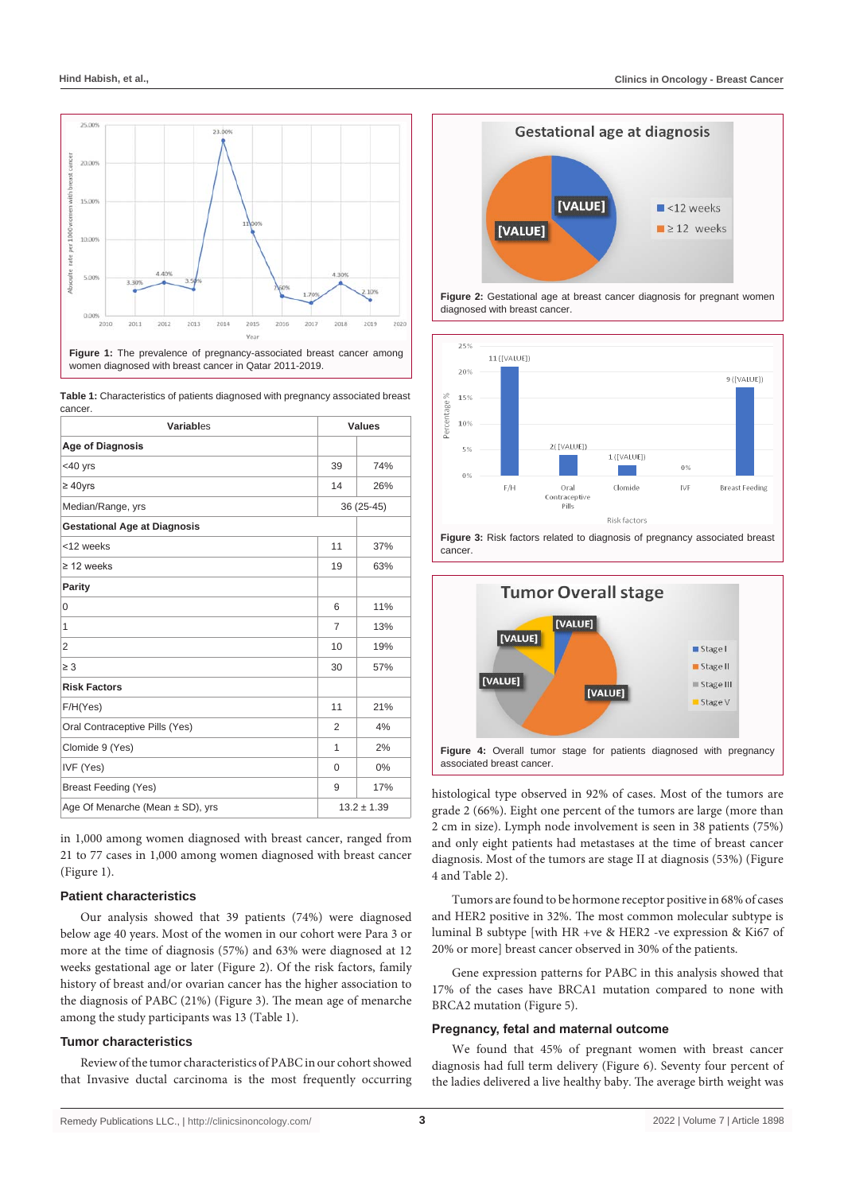Figure 1: The prevalence of pregnancy-associated breast cancer among women diagnosed with breast cancer in Qatar 2011-2019.

Table 1: Characteristics of patients diagnosed with pregnancy associated breast cancer.

| Variables | Values | |
|---|---|---|
| **Age of Diagnosis** | | |
| <40 yrs | 39 | 74% |
| ≥ 40yrs | 14 | 26% |
| Median/Range, yrs | 36 (25-45) | |
| **Gestational Age at Diagnosis** | | |
| <12 weeks | 11 | 37% |
| ≥ 12 weeks | 19 | 63% |
| **Parity** | | |
| 0 | 6 | 11% |
| 1 | 7 | 13% |
| 2 | 10 | 19% |
| ≥ 3 | 30 | 57% |
| **Risk Factors** | | |
| F/H(Yes) | 11 | 21% |
| Oral Contraceptive Pills (Yes) | 2 | 4% |
| Clomide 9 (Yes) | 1 | 2% |
| IVF (Yes) | 0 | 0% |
| Breast Feeding (Yes) | 9 | 17% |
| Age Of Menarche (Mean ± SD), yrs | 13.2 ± 1.39 | |

in 1,000 among women diagnosed with breast cancer, ranged from 21 to 77 cases in 1,000 among women diagnosed with breast cancer (Figure 1).

### Patient characteristics

Our analysis showed that 39 patients (74%) were diagnosed below age 40 years. Most of the women in our cohort were Para 3 or more at the time of diagnosis (57%) and 63% were diagnosed at 12 weeks gestational age or later (Figure 2). Of the risk factors, family history of breast and/or ovarian cancer has the higher association to the diagnosis of PABC (21%) (Figure 3). The mean age of menarche among the study participants was 13 (Table 1).

### Tumor characteristics

Review of the tumor characteristics of PABC in our cohort showed that Invasive ductal carcinoma is the most frequently occurring histological type observed in 92% of cases. Most of the tumors are grade 2 (66%). Eight one percent of the tumors are large (more than 2 cm in size). Lymph node involvement is seen in 38 patients (75%) and only eight patients had metastases at the time of breast cancer diagnosis. Most of the tumors are stage II at diagnosis (53%) (Figure 4 and Table 2).

Figure 2: Gestational age at breast cancer diagnosis for pregnant women diagnosed with breast cancer.

Figure 3: Risk factors related to diagnosis of pregnancy associated breast cancer.

Figure 4: Overall tumor stage for patients diagnosed with pregnancy associated breast cancer.

Tumors are found to be hormone receptor positive in 68% of cases and HER2 positive in 32%. The most common molecular subtype is luminal B subtype [with HR +ve & HER2 -ve expression & Ki67 of 20% or more] breast cancer observed in 30% of the patients.

Gene expression patterns for PABC in this analysis showed that 17% of the cases have BRCA1 mutation compared to none with BRCA2 mutation (Figure 5).

### Pregnancy, fetal and maternal outcome

We found that 45% of pregnant women with breast cancer diagnosis had full term delivery (Figure 6). Seventy four percent of the ladies delivered a live healthy baby. The average birth weight was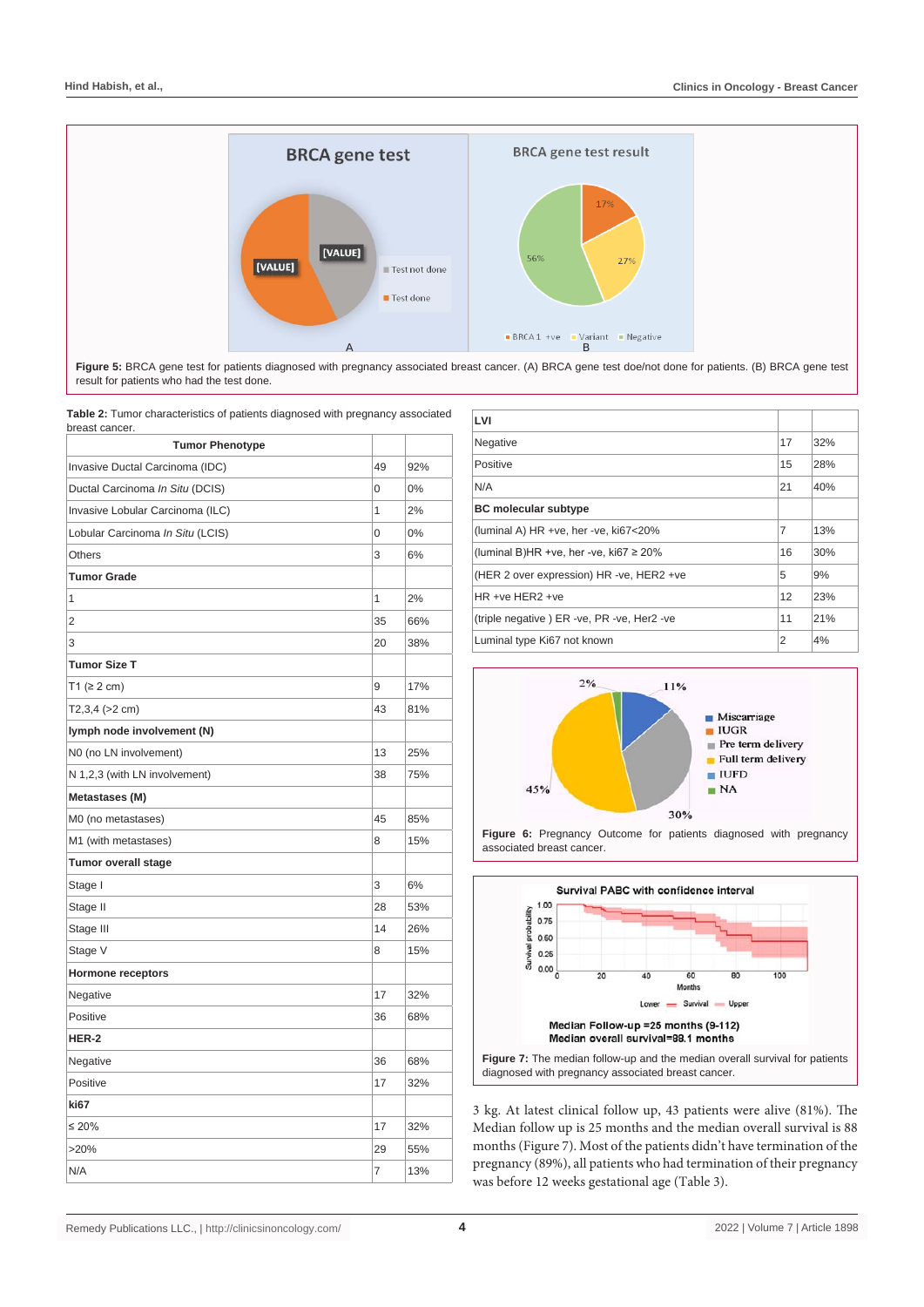**Figure 5:** BRCA gene test for patients diagnosed with pregnancy associated breast cancer. (A) BRCA gene test doe/not done for patients. (B) BRCA gene test result for patients who had the test done.

**Table 2:** Tumor characteristics of patients diagnosed with pregnancy associated breast cancer.

| Tumor Phenotype | | |
|---|---|---|
| Invasive Ductal Carcinoma (IDC) | 49 | 92% |
| Ductal Carcinoma *In Situ* (DCIS) | 0 | 0% |
| Invasive Lobular Carcinoma (ILC) | 1 | 2% |
| Lobular Carcinoma *In Situ* (LCIS) | 0 | 0% |
| Others | 3 | 6% |
| **Tumor Grade** | | |
| 1 | 1 | 2% |
| 2 | 35 | 66% |
| 3 | 20 | 38% |
| **Tumor Size T** | | |
| T1 (≥ 2 cm) | 9 | 17% |
| T2,3,4 (>2 cm) | 43 | 81% |
| **lymph node involvement (N)** | | |
| N0 (no LN involvement) | 13 | 25% |
| N 1,2,3 (with LN involvement) | 38 | 75% |
| **Metastases (M)** | | |
| M0 (no metastases) | 45 | 85% |
| M1 (with metastases) | 8 | 15% |
| **Tumor overall stage** | | |
| Stage I | 3 | 6% |
| Stage II | 28 | 53% |
| Stage III | 14 | 26% |
| Stage V | 8 | 15% |
| **Hormone receptors** | | |
| Negative | 17 | 32% |
| Positive | 36 | 68% |
| **HER-2** | | |
| Negative | 36 | 68% |
| Positive | 17 | 32% |
| **ki67** | | |
| ≤ 20% | 17 | 32% |
| >20% | 29 | 55% |
| N/A | 7 | 13% |
| **LVI** | | |
| Negative | 17 | 32% |
| Positive | 15 | 28% |
| N/A | 21 | 40% |
| **BC molecular subtype** | | |
| (luminal A) HR +ve, her -ve, ki67<20% | 7 | 13% |
| (luminal B)HR +ve, her -ve, ki67 ≥ 20% | 16 | 30% |
| (HER 2 over expression) HR -ve, HER2 +ve | 5 | 9% |
| HR +ve HER2 +ve | 12 | 23% |
| (triple negative ) ER -ve, PR -ve, Her2 -ve | 11 | 21% |
| Luminal type Ki67 not known | 2 | 4% |

**Figure 6:** Pregnancy Outcome for patients diagnosed with pregnancy associated breast cancer.

**Figure 7:** The median follow-up and the median overall survival for patients diagnosed with pregnancy associated breast cancer.

3 kg. At latest clinical follow up, 43 patients were alive (81%). The Median follow up is 25 months and the median overall survival is 88 months (Figure 7). Most of the patients didn't have termination of the pregnancy (89%), all patients who had termination of their pregnancy was before 12 weeks gestational age (Table 3).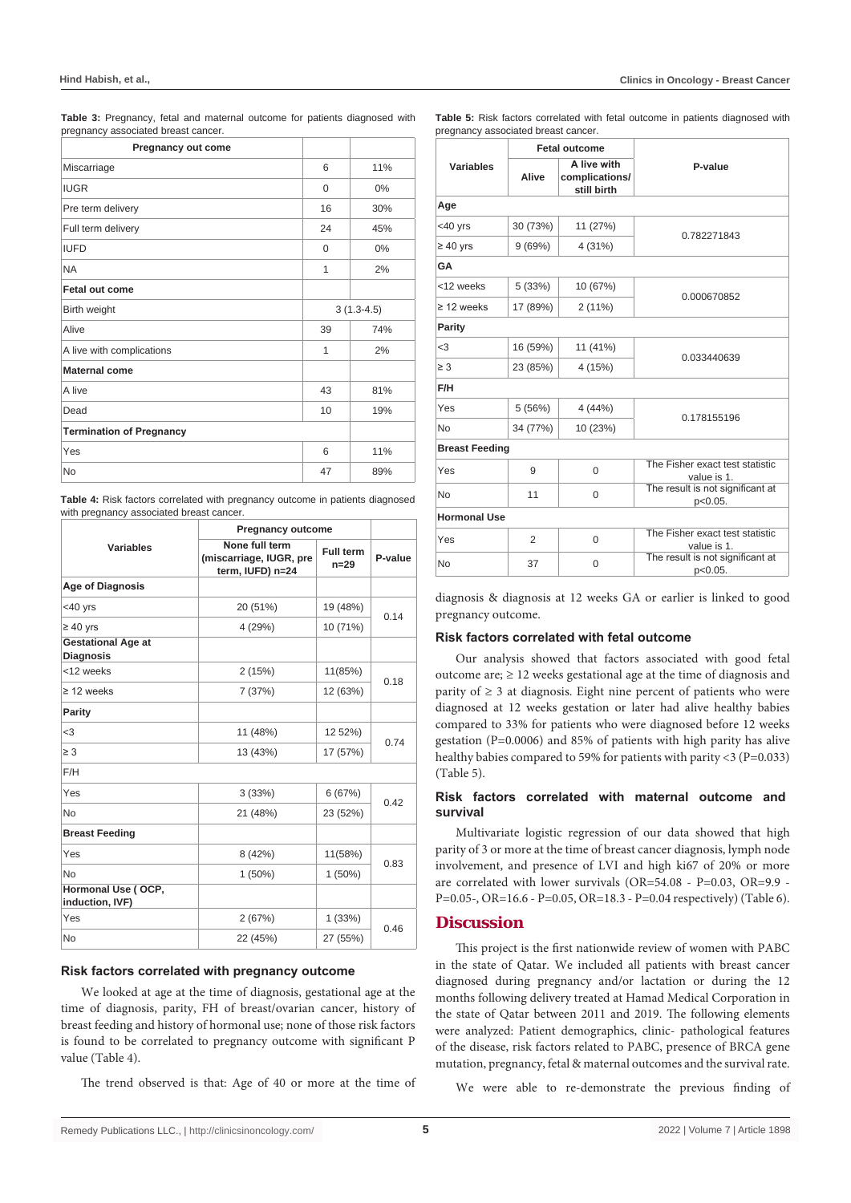**Table 3:** Pregnancy, fetal and maternal outcome for patients diagnosed with pregnancy associated breast cancer.

| Pregnancy out come | | |
|---|---|---|
| Miscarriage | 6 | 11% |
| IUGR | 0 | 0% |
| Pre term delivery | 16 | 30% |
| Full term delivery | 24 | 45% |
| IUFD | 0 | 0% |
| NA | 1 | 2% |
| **Fetal out come** | | |
| Birth weight | 3 (1.3-4.5) | |
| Alive | 39 | 74% |
| A live with complications | 1 | 2% |
| **Maternal come** | | |
| A live | 43 | 81% |
| Dead | 10 | 19% |
| **Termination of Pregnancy** | | |
| Yes | 6 | 11% |
| No | 47 | 89% |

**Table 4:** Risk factors correlated with pregnancy outcome in patients diagnosed with pregnancy associated breast cancer.

| Variables | Pregnancy outcome | | P-value |
|---|---|---|---|
| | None full term (miscarriage, IUGR, pre term, IUFD) n=24 | Full term n=29 | |
| **Age of Diagnosis** | | | |
| <40 yrs | 20 (51%) | 19 (48%) | 0.14 |
| ≥ 40 yrs | 4 (29%) | 10 (71%) | |
| **Gestational Age at Diagnosis** | | | |
| <12 weeks | 2 (15%) | 11(85%) | 0.18 |
| ≥ 12 weeks | 7 (37%) | 12 (63%) | |
| **Parity** | | | |
| <3 | 11 (48%) | 12 52%) | 0.74 |
| ≥ 3 | 13 (43%) | 17 (57%) | |
| F/H | | | |
| Yes | 3 (33%) | 6 (67%) | 0.42 |
| No | 21 (48%) | 23 (52%) | |
| **Breast Feeding** | | | |
| Yes | 8 (42%) | 11(58%) | 0.83 |
| No | 1 (50%) | 1 (50%) | |
| **Hormonal Use ( OCP, induction, IVF)** | | | |
| Yes | 2 (67%) | 1 (33%) | 0.46 |
| No | 22 (45%) | 27 (55%) | |

### Risk factors correlated with pregnancy outcome

We looked at age at the time of diagnosis, gestational age at the time of diagnosis, parity, FH of breast/ovarian cancer, history of breast feeding and history of hormonal use; none of those risk factors is found to be correlated to pregnancy outcome with significant P value (Table 4).

The trend observed is that: Age of 40 or more at the time of diagnosis & diagnosis at 12 weeks GA or earlier is linked to good pregnancy outcome.

**Table 5:** Risk factors correlated with fetal outcome in patients diagnosed with pregnancy associated breast cancer.

| Variables | Fetal outcome | | P-value |
|---|---|---|---|
| | Alive | A live with complications/ still birth | |
| **Age** | | | |
| <40 yrs | 30 (73%) | 11 (27%) | 0.782271843 |
| ≥ 40 yrs | 9 (69%) | 4 (31%) | |
| **GA** | | | |
| <12 weeks | 5 (33%) | 10 (67%) | 0.000670852 |
| ≥ 12 weeks | 17 (89%) | 2 (11%) | |
| **Parity** | | | |
| <3 | 16 (59%) | 11 (41%) | 0.033440639 |
| ≥ 3 | 23 (85%) | 4 (15%) | |
| **F/H** | | | |
| Yes | 5 (56%) | 4 (44%) | 0.178155196 |
| No | 34 (77%) | 10 (23%) | |
| **Breast Feeding** | | | |
| Yes | 9 | 0 | The Fisher exact test statistic value is 1. |
| No | 11 | 0 | The result is not significant at p<0.05. |
| **Hormonal Use** | | | |
| Yes | 2 | 0 | The Fisher exact test statistic value is 1. |
| No | 37 | 0 | The result is not significant at p<0.05. |

### Risk factors correlated with fetal outcome

Our analysis showed that factors associated with good fetal outcome are; ≥ 12 weeks gestational age at the time of diagnosis and parity of ≥ 3 at diagnosis. Eight nine percent of patients who were diagnosed at 12 weeks gestation or later had alive healthy babies compared to 33% for patients who were diagnosed before 12 weeks gestation (P=0.0006) and 85% of patients with high parity has alive healthy babies compared to 59% for patients with parity <3 (P=0.033) (Table 5).

### Risk factors correlated with maternal outcome and survival

Multivariate logistic regression of our data showed that high parity of 3 or more at the time of breast cancer diagnosis, lymph node involvement, and presence of LVI and high ki67 of 20% or more are correlated with lower survivals (OR=54.08 - P=0.03, OR=9.9 - P=0.05-, OR=16.6 - P=0.05, OR=18.3 - P=0.04 respectively) (Table 6).

## Discussion

This project is the first nationwide review of women with PABC in the state of Qatar. We included all patients with breast cancer diagnosed during pregnancy and/or lactation or during the 12 months following delivery treated at Hamad Medical Corporation in the state of Qatar between 2011 and 2019. The following elements were analyzed: Patient demographics, clinic- pathological features of the disease, risk factors related to PABC, presence of BRCA gene mutation, pregnancy, fetal & maternal outcomes and the survival rate.

We were able to re-demonstrate the previous finding of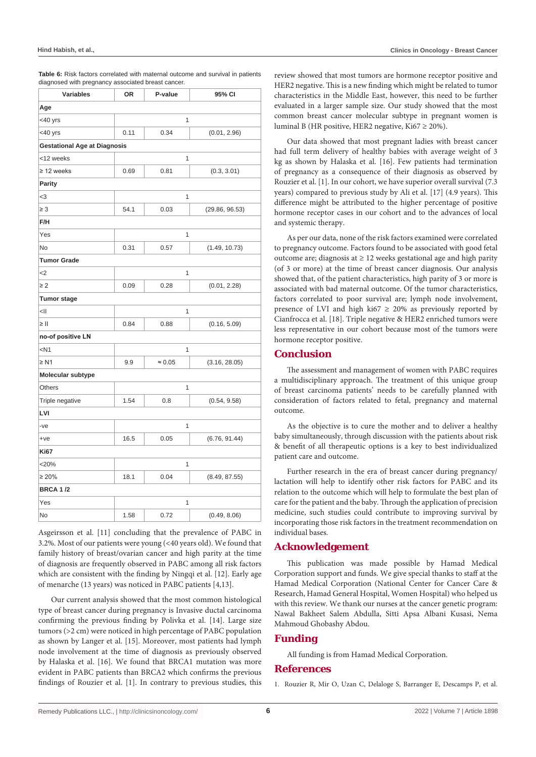**Table 6:** Risk factors correlated with maternal outcome and survival in patients diagnosed with pregnancy associated breast cancer.

| Variables | OR | P-value | 95% CI |
|---|---|---|---|
| **Age** | | | |
| <40 yrs | | 1 | |
| <40 yrs | 0.11 | 0.34 | (0.01, 2.96) |
| **Gestational Age at Diagnosis** | | | |
| <12 weeks | | 1 | |
| ≥ 12 weeks | 0.69 | 0.81 | (0.3, 3.01) |
| **Parity** | | | |
| <3 | | 1 | |
| ≥ 3 | 54.1 | 0.03 | (29.86, 96.53) |
| **F/H** | | | |
| Yes | | 1 | |
| No | 0.31 | 0.57 | (1.49, 10.73) |
| **Tumor Grade** | | | |
| <2 | | 1 | |
| ≥ 2 | 0.09 | 0.28 | (0.01, 2.28) |
| **Tumor stage** | | | |
| <II | | 1 | |
| ≥ II | 0.84 | 0.88 | (0.16, 5.09) |
| **no-of positive LN** | | | |
| <N1 | | 1 | |
| ≥ N1 | 9.9 | ≈ 0.05 | (3.16, 28.05) |
| **Molecular subtype** | | | |
| Others | | 1 | |
| Triple negative | 1.54 | 0.8 | (0.54, 9.58) |
| **LVI** | | | |
| -ve | | 1 | |
| +ve | 16.5 | 0.05 | (6.76, 91.44) |
| **Ki67** | | | |
| <20% | | 1 | |
| ≥ 20% | 18.1 | 0.04 | (8.49, 87.55) |
| **BRCA 1 /2** | | | |
| Yes | | 1 | |
| No | 1.58 | 0.72 | (0.49, 8.06) |

Asgeirsson et al. [11] concluding that the prevalence of PABC in 3.2%. Most of our patients were young (<40 years old). We found that family history of breast/ovarian cancer and high parity at the time of diagnosis are frequently observed in PABC among all risk factors which are consistent with the finding by Ningqi et al. [12]. Early age of menarche (13 years) was noticed in PABC patients [4,13].

Our current analysis showed that the most common histological type of breast cancer during pregnancy is Invasive ductal carcinoma confirming the previous finding by Polivka et al. [14]. Large size tumors (>2 cm) were noticed in high percentage of PABC population as shown by Langer et al. [15]. Moreover, most patients had lymph node involvement at the time of diagnosis as previously observed by Halaska et al. [16]. We found that BRCA1 mutation was more evident in PABC patients than BRCA2 which confirms the previous findings of Rouzier et al. [1]. In contrary to previous studies, this review showed that most tumors are hormone receptor positive and HER2 negative. This is a new finding which might be related to tumor characteristics in the Middle East, however, this need to be further evaluated in a larger sample size. Our study showed that the most common breast cancer molecular subtype in pregnant women is luminal B (HR positive, HER2 negative, Ki67 ≥ 20%).

Our data showed that most pregnant ladies with breast cancer had full term delivery of healthy babies with average weight of 3 kg as shown by Halaska et al. [16]. Few patients had termination of pregnancy as a consequence of their diagnosis as observed by Rouzier et al. [1]. In our cohort, we have superior overall survival (7.3 years) compared to previous study by Ali et al. [17] (4.9 years). This difference might be attributed to the higher percentage of positive hormone receptor cases in our cohort and to the advances of local and systemic therapy.

As per our data, none of the risk factors examined were correlated to pregnancy outcome. Factors found to be associated with good fetal outcome are; diagnosis at ≥ 12 weeks gestational age and high parity (of 3 or more) at the time of breast cancer diagnosis. Our analysis showed that, of the patient characteristics, high parity of 3 or more is associated with bad maternal outcome. Of the tumor characteristics, factors correlated to poor survival are; lymph node involvement, presence of LVI and high ki67 ≥ 20% as previously reported by Cianfrocca et al. [18]. Triple negative & HER2 enriched tumors were less representative in our cohort because most of the tumors were hormone receptor positive.

## Conclusion

The assessment and management of women with PABC requires a multidisciplinary approach. The treatment of this unique group of breast carcinoma patients' needs to be carefully planned with consideration of factors related to fetal, pregnancy and maternal outcome.

As the objective is to cure the mother and to deliver a healthy baby simultaneously, through discussion with the patients about risk & benefit of all therapeutic options is a key to best individualized patient care and outcome.

Further research in the era of breast cancer during pregnancy/ lactation will help to identify other risk factors for PABC and its relation to the outcome which will help to formulate the best plan of care for the patient and the baby. Through the application of precision medicine, such studies could contribute to improving survival by incorporating those risk factors in the treatment recommendation on individual bases.

## Acknowledgement

This publication was made possible by Hamad Medical Corporation support and funds. We give special thanks to staff at the Hamad Medical Corporation (National Center for Cancer Care & Research, Hamad General Hospital, Women Hospital) who helped us with this review. We thank our nurses at the cancer genetic program: Nawal Bakheet Salem Abdulla, Sitti Apsa Albani Kusasi, Nema Mahmoud Ghobashy Abdou.

## Funding

All funding is from Hamad Medical Corporation.

## References

1. Rouzier R, Mir O, Uzan C, Delaloge S, Barranger E, Descamps P, et al.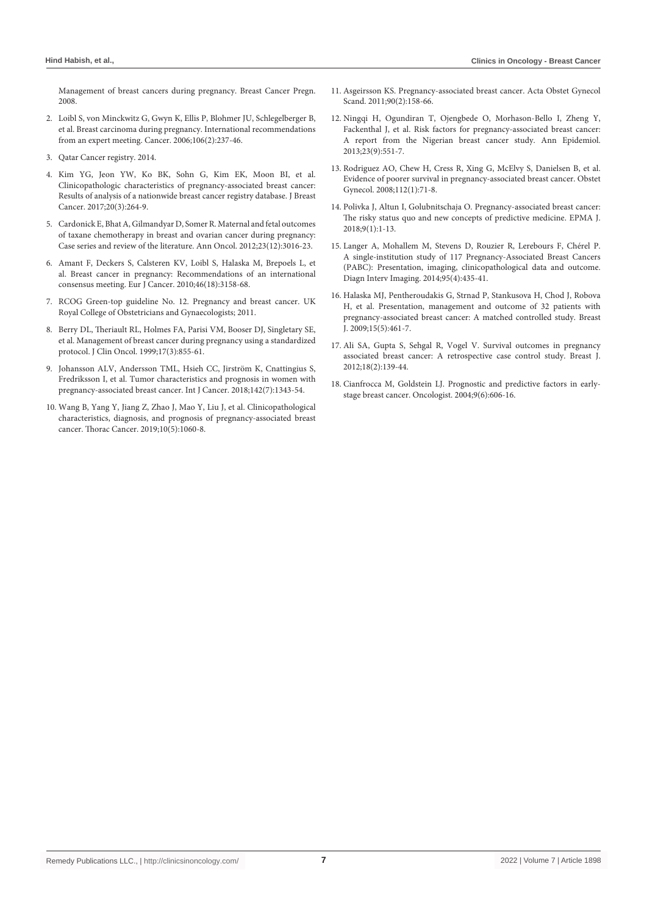Management of breast cancers during pregnancy. Breast Cancer Pregn. 2008.

2. Loibl S, von Minckwitz G, Gwyn K, Ellis P, Blohmer JU, Schlegelberger B, et al. Breast carcinoma during pregnancy. International recommendations from an expert meeting. Cancer. 2006;106(2):237-46.
3. Qatar Cancer registry. 2014.
4. Kim YG, Jeon YW, Ko BK, Sohn G, Kim EK, Moon BI, et al. Clinicopathologic characteristics of pregnancy-associated breast cancer: Results of analysis of a nationwide breast cancer registry database. J Breast Cancer. 2017;20(3):264-9.
5. Cardonick E, Bhat A, Gilmandyar D, Somer R. Maternal and fetal outcomes of taxane chemotherapy in breast and ovarian cancer during pregnancy: Case series and review of the literature. Ann Oncol. 2012;23(12):3016-23.
6. Amant F, Deckers S, Calsteren KV, Loibl S, Halaska M, Brepoels L, et al. Breast cancer in pregnancy: Recommendations of an international consensus meeting. Eur J Cancer. 2010;46(18):3158-68.
7. RCOG Green-top guideline No. 12. Pregnancy and breast cancer. UK Royal College of Obstetricians and Gynaecologists; 2011.
8. Berry DL, Theriault RL, Holmes FA, Parisi VM, Booser DJ, Singletary SE, et al. Management of breast cancer during pregnancy using a standardized protocol. J Clin Oncol. 1999;17(3):855-61.
9. Johansson ALV, Andersson TML, Hsieh CC, Jirström K, Cnattingius S, Fredriksson I, et al. Tumor characteristics and prognosis in women with pregnancy-associated breast cancer. Int J Cancer. 2018;142(7):1343-54.
10. Wang B, Yang Y, Jiang Z, Zhao J, Mao Y, Liu J, et al. Clinicopathological characteristics, diagnosis, and prognosis of pregnancy-associated breast cancer. Thorac Cancer. 2019;10(5):1060-8.
11. Asgeirsson KS. Pregnancy-associated breast cancer. Acta Obstet Gynecol Scand. 2011;90(2):158-66.
12. Ningqi H, Ogundiran T, Ojengbede O, Morhason-Bello I, Zheng Y, Fackenthal J, et al. Risk factors for pregnancy-associated breast cancer: A report from the Nigerian breast cancer study. Ann Epidemiol. 2013;23(9):551-7.
13. Rodriguez AO, Chew H, Cress R, Xing G, McElvy S, Danielsen B, et al. Evidence of poorer survival in pregnancy-associated breast cancer. Obstet Gynecol. 2008;112(1):71-8.
14. Polivka J, Altun I, Golubnitschaja O. Pregnancy-associated breast cancer: The risky status quo and new concepts of predictive medicine. EPMA J. 2018;9(1):1-13.
15. Langer A, Mohallem M, Stevens D, Rouzier R, Lerebours F, Chérel P. A single-institution study of 117 Pregnancy-Associated Breast Cancers (PABC): Presentation, imaging, clinicopathological data and outcome. Diagn Interv Imaging. 2014;95(4):435-41.
16. Halaska MJ, Pentheroudakis G, Strnad P, Stankusova H, Chod J, Robova H, et al. Presentation, management and outcome of 32 patients with pregnancy-associated breast cancer: A matched controlled study. Breast J. 2009;15(5):461-7.
17. Ali SA, Gupta S, Sehgal R, Vogel V. Survival outcomes in pregnancy associated breast cancer: A retrospective case control study. Breast J. 2012;18(2):139-44.
18. Cianfrocca M, Goldstein LJ. Prognostic and predictive factors in early-stage breast cancer. Oncologist. 2004;9(6):606-16.